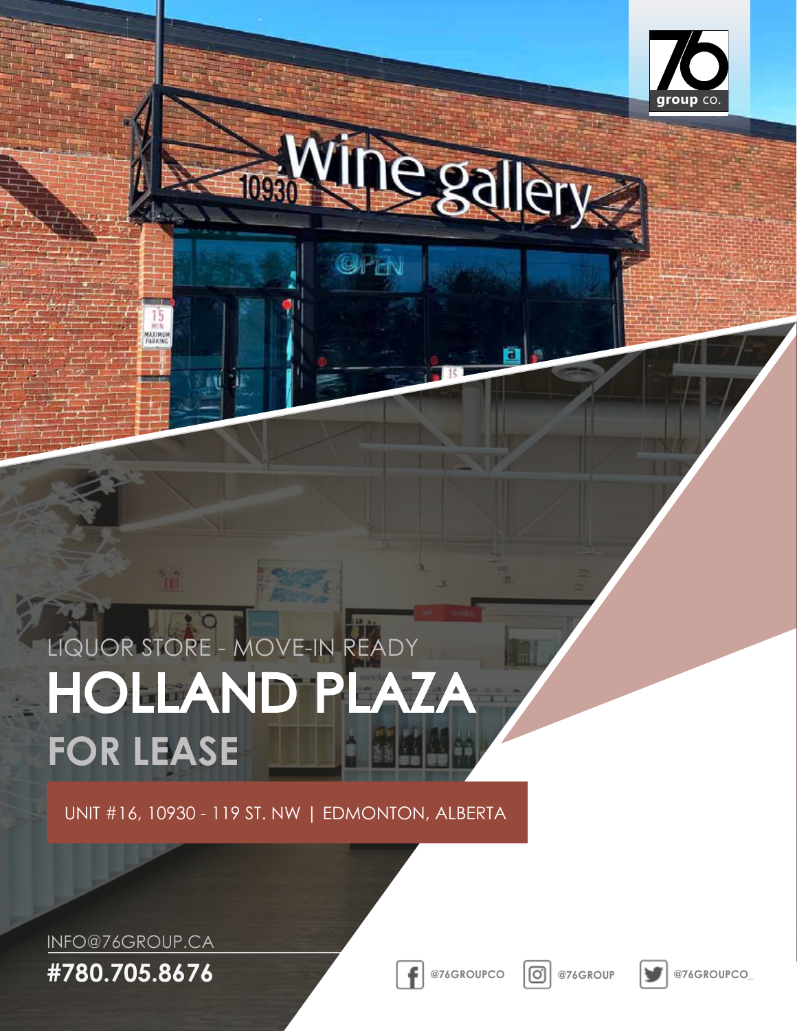LIQUOR STORE - MOVE-IN READY

# HOLLAND PLAZA

## FOR LEASE

UNIT #16, 10930 - 119 ST. NW | EDMONTON, ALBERTA

INFO@76GROUP.CA

**#780.705.8676**

@76GROUPCO

@76GROUP

@76GROUPCO_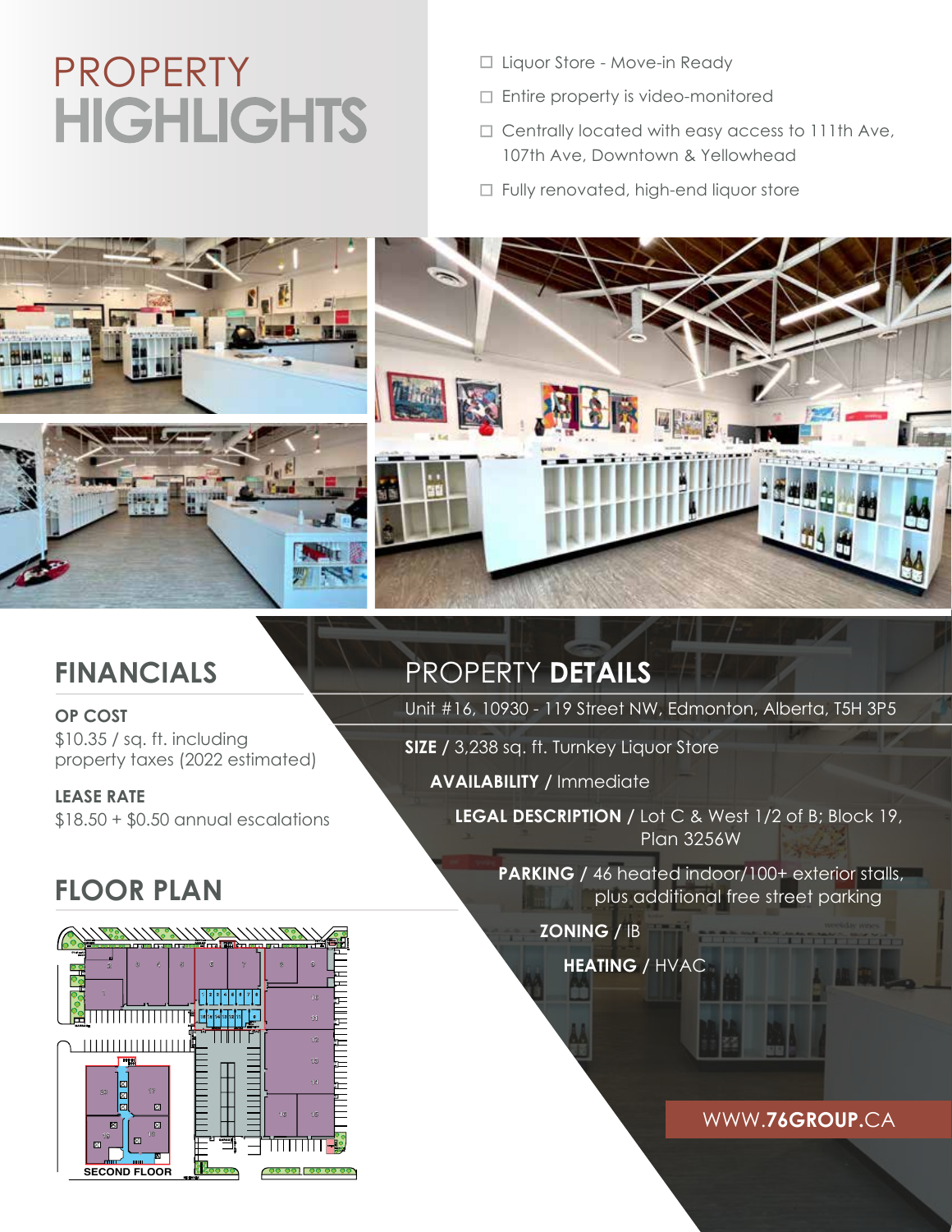# PROPERTY HIGHLIGHTS

- Liquor Store - Move-in Ready
- Entire property is video-monitored
- Centrally located with easy access to 111th Ave, 107th Ave, Downtown & Yellowhead
- Fully renovated, high-end liquor store

## FINANCIALS

**OP COST**
$10.35 / sq. ft. including property taxes (2022 estimated)

**LEASE RATE**
$18.50 + $0.50 annual escalations

## FLOOR PLAN

SECOND FLOOR

## PROPERTY DETAILS

Unit #16, 10930 - 119 Street NW, Edmonton, Alberta, T5H 3P5

**SIZE** / 3,238 sq. ft. Turnkey Liquor Store

**AVAILABILITY** / Immediate

**LEGAL DESCRIPTION** / Lot C & West 1/2 of B; Block 19, Plan 3256W

**PARKING** / 46 heated indoor/100+ exterior stalls, plus additional free street parking

**ZONING** / IB

**HEATING** / HVAC

WWW.**76GROUP**.CA